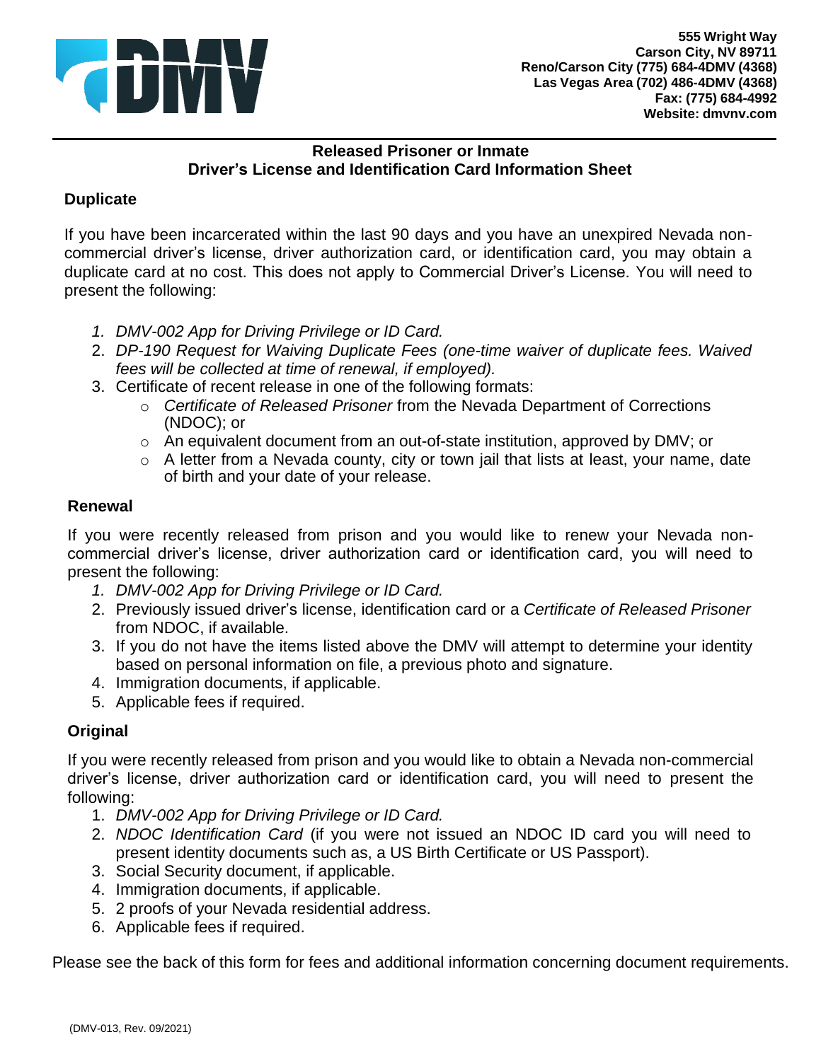DMV

**555 Wright Way**
**Carson City, NV 89711**
**Reno/Carson City (775) 684-4DMV (4368)**
**Las Vegas Area (702) 486-4DMV (4368)**
**Fax: (775) 684-4992**
**Website: dmvnv.com**

# Released Prisoner or Inmate
# Driver's License and Identification Card Information Sheet

## Duplicate

If you have been incarcerated within the last 90 days and you have an unexpired Nevada non-commercial driver's license, driver authorization card, or identification card, you may obtain a duplicate card at no cost. This does not apply to Commercial Driver's License. You will need to present the following:

1. *DMV-002 App for Driving Privilege or ID Card.*
2. *DP-190 Request for Waiving Duplicate Fees (one-time waiver of duplicate fees. Waived fees will be collected at time of renewal, if employed).*
3. Certificate of recent release in one of the following formats:
   - *Certificate of Released Prisoner* from the Nevada Department of Corrections (NDOC); or
   - An equivalent document from an out-of-state institution, approved by DMV; or
   - A letter from a Nevada county, city or town jail that lists at least, your name, date of birth and your date of your release.

## Renewal

If you were recently released from prison and you would like to renew your Nevada non-commercial driver's license, driver authorization card or identification card, you will need to present the following:

1. *DMV-002 App for Driving Privilege or ID Card.*
2. Previously issued driver's license, identification card or a *Certificate of Released Prisoner* from NDOC, if available.
3. If you do not have the items listed above the DMV will attempt to determine your identity based on personal information on file, a previous photo and signature.
4. Immigration documents, if applicable.
5. Applicable fees if required.

## Original

If you were recently released from prison and you would like to obtain a Nevada non-commercial driver's license, driver authorization card or identification card, you will need to present the following:

1. *DMV-002 App for Driving Privilege or ID Card.*
2. *NDOC Identification Card* (if you were not issued an NDOC ID card you will need to present identity documents such as, a US Birth Certificate or US Passport).
3. Social Security document, if applicable.
4. Immigration documents, if applicable.
5. 2 proofs of your Nevada residential address.
6. Applicable fees if required.

Please see the back of this form for fees and additional information concerning document requirements.

(DMV-013, Rev. 09/2021)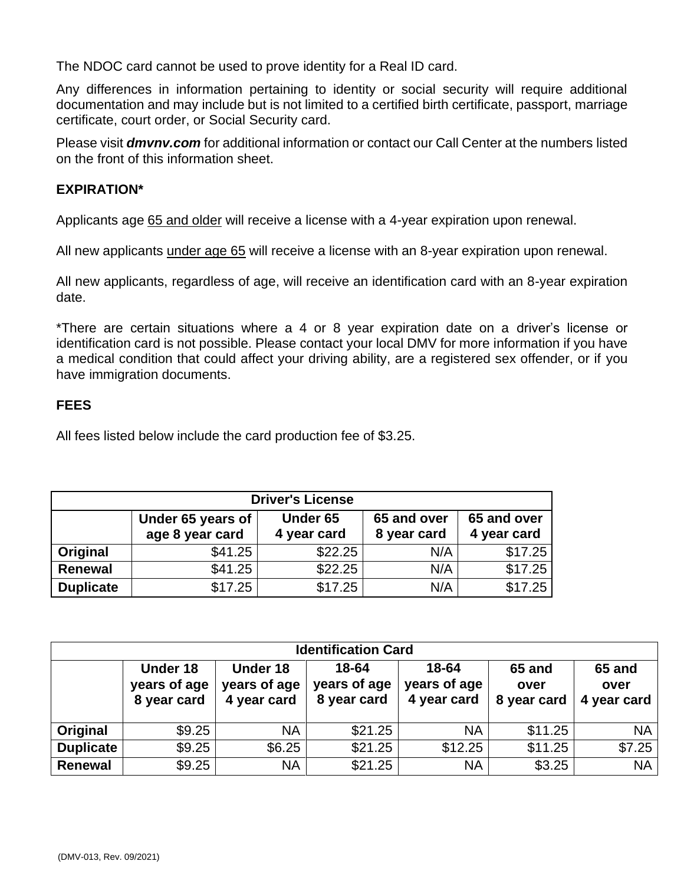The NDOC card cannot be used to prove identity for a Real ID card.

Any differences in information pertaining to identity or social security will require additional documentation and may include but is not limited to a certified birth certificate, passport, marriage certificate, court order, or Social Security card.

Please visit ***dmvnv.com*** for additional information or contact our Call Center at the numbers listed on the front of this information sheet.

## EXPIRATION*

Applicants age 65 and older will receive a license with a 4-year expiration upon renewal.

All new applicants under age 65 will receive a license with an 8-year expiration upon renewal.

All new applicants, regardless of age, will receive an identification card with an 8-year expiration date.

*There are certain situations where a 4 or 8 year expiration date on a driver's license or identification card is not possible. Please contact your local DMV for more information if you have a medical condition that could affect your driving ability, are a registered sex offender, or if you have immigration documents.

## FEES

All fees listed below include the card production fee of $3.25.

| Driver's License | | | | |
|---|---|---|---|---|
| | Under 65 years of age 8 year card | Under 65 4 year card | 65 and over 8 year card | 65 and over 4 year card |
| **Original** | $41.25 | $22.25 | N/A | $17.25 |
| **Renewal** | $41.25 | $22.25 | N/A | $17.25 |
| **Duplicate** | $17.25 | $17.25 | N/A | $17.25 |

| Identification Card | | | | | | |
|---|---|---|---|---|---|---|
| | Under 18 years of age 8 year card | Under 18 years of age 4 year card | 18-64 years of age 8 year card | 18-64 years of age 4 year card | 65 and over 8 year card | 65 and over 4 year card |
| **Original** | $9.25 | NA | $21.25 | NA | $11.25 | NA |
| **Duplicate** | $9.25 | $6.25 | $21.25 | $12.25 | $11.25 | $7.25 |
| **Renewal** | $9.25 | NA | $21.25 | NA | $3.25 | NA |

(DMV-013, Rev. 09/2021)